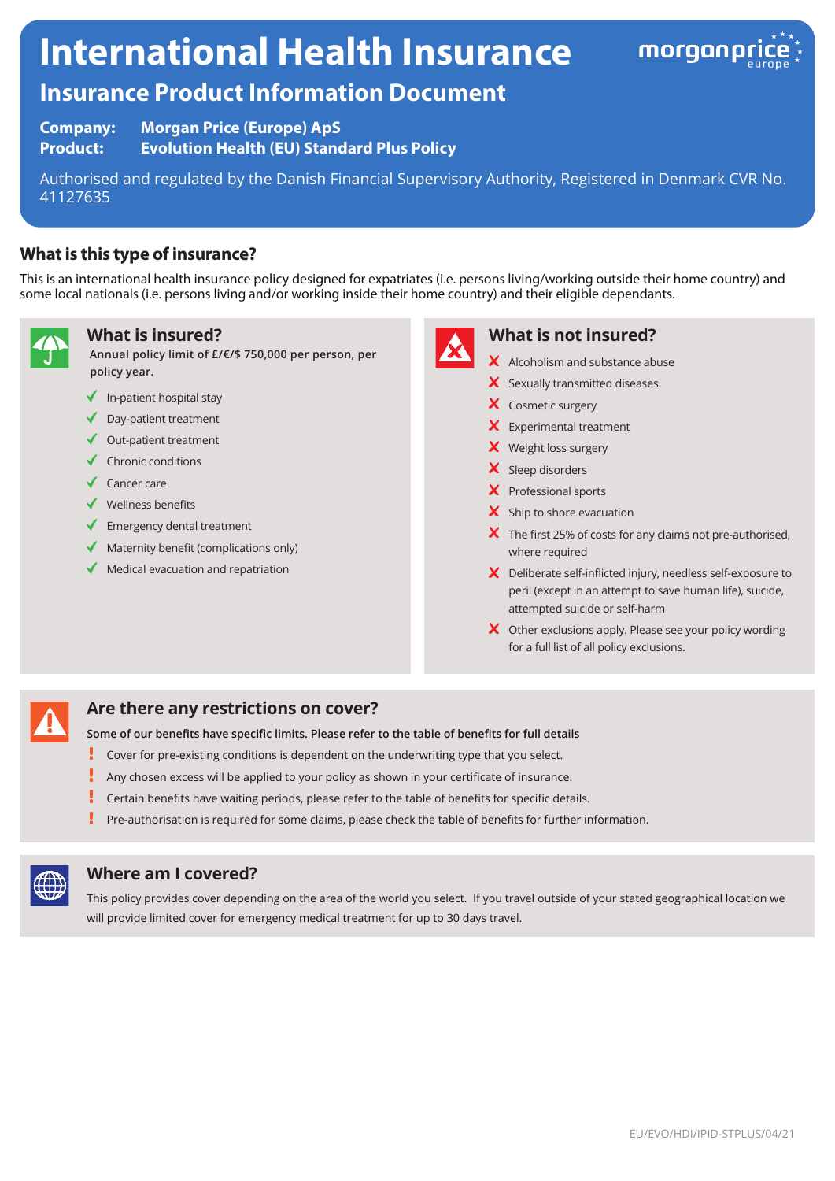# International Health Insurance

## Insurance Product Information Document

**Company:** Morgan Price (Europe) ApS
**Product:** Evolution Health (EU) Standard Plus Policy

Authorised and regulated by the Danish Financial Supervisory Authority, Registered in Denmark CVR No. 41127635

## What is this type of insurance?

This is an international health insurance policy designed for expatriates (i.e. persons living/working outside their home country) and some local nationals (i.e. persons living and/or working inside their home country) and their eligible dependants.

### What is insured?

**Annual policy limit of £/€/$ 750,000 per person, per policy year.**

- ✓ In-patient hospital stay
- ✓ Day-patient treatment
- ✓ Out-patient treatment
- ✓ Chronic conditions
- ✓ Cancer care
- ✓ Wellness benefits
- ✓ Emergency dental treatment
- ✓ Maternity benefit (complications only)
- ✓ Medical evacuation and repatriation

### What is not insured?

- ✗ Alcoholism and substance abuse
- ✗ Sexually transmitted diseases
- ✗ Cosmetic surgery
- ✗ Experimental treatment
- ✗ Weight loss surgery
- ✗ Sleep disorders
- ✗ Professional sports
- ✗ Ship to shore evacuation
- ✗ The first 25% of costs for any claims not pre-authorised, where required
- ✗ Deliberate self-inflicted injury, needless self-exposure to peril (except in an attempt to save human life), suicide, attempted suicide or self-harm
- ✗ Other exclusions apply. Please see your policy wording for a full list of all policy exclusions.

### Are there any restrictions on cover?

**Some of our benefits have specific limits. Please refer to the table of benefits for full details**

- ! Cover for pre-existing conditions is dependent on the underwriting type that you select.
- ! Any chosen excess will be applied to your policy as shown in your certificate of insurance.
- ! Certain benefits have waiting periods, please refer to the table of benefits for specific details.
- ! Pre-authorisation is required for some claims, please check the table of benefits for further information.

### Where am I covered?

This policy provides cover depending on the area of the world you select. If you travel outside of your stated geographical location we will provide limited cover for emergency medical treatment for up to 30 days travel.

EU/EVO/HDI/IPID-STPLUS/04/21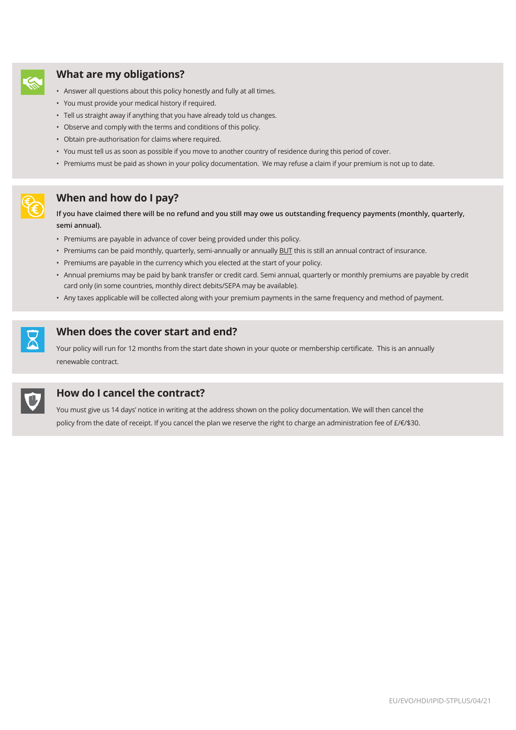## What are my obligations?

- Answer all questions about this policy honestly and fully at all times.
- You must provide your medical history if required.
- Tell us straight away if anything that you have already told us changes.
- Observe and comply with the terms and conditions of this policy.
- Obtain pre-authorisation for claims where required.
- You must tell us as soon as possible if you move to another country of residence during this period of cover.
- Premiums must be paid as shown in your policy documentation. We may refuse a claim if your premium is not up to date.

## When and how do I pay?

**If you have claimed there will be no refund and you still may owe us outstanding frequency payments (monthly, quarterly, semi annual).**

- Premiums are payable in advance of cover being provided under this policy.
- Premiums can be paid monthly, quarterly, semi-annually or annually <u>BUT</u> this is still an annual contract of insurance.
- Premiums are payable in the currency which you elected at the start of your policy.
- Annual premiums may be paid by bank transfer or credit card. Semi annual, quarterly or monthly premiums are payable by credit card only (in some countries, monthly direct debits/SEPA may be available).
- Any taxes applicable will be collected along with your premium payments in the same frequency and method of payment.

## When does the cover start and end?

Your policy will run for 12 months from the start date shown in your quote or membership certificate. This is an annually renewable contract.

## How do I cancel the contract?

You must give us 14 days' notice in writing at the address shown on the policy documentation. We will then cancel the policy from the date of receipt. If you cancel the plan we reserve the right to charge an administration fee of £/€/$30.

EU/EVO/HDI/IPID-STPLUS/04/21